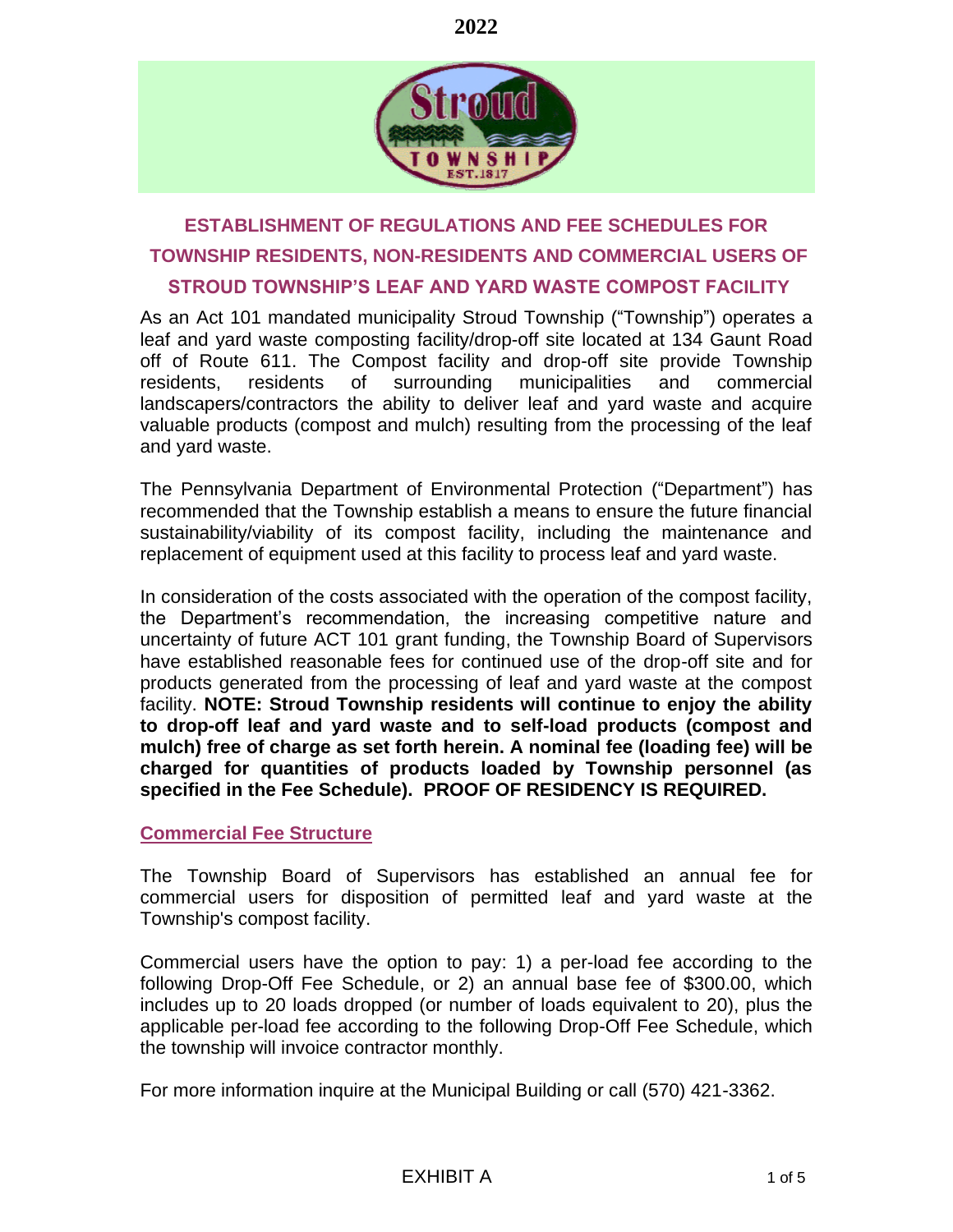2022

# ESTABLISHMENT OF REGULATIONS AND FEE SCHEDULES FOR TOWNSHIP RESIDENTS, NON-RESIDENTS AND COMMERCIAL USERS OF STROUD TOWNSHIP'S LEAF AND YARD WASTE COMPOST FACILITY

As an Act 101 mandated municipality Stroud Township ("Township") operates a leaf and yard waste composting facility/drop-off site located at 134 Gaunt Road off of Route 611. The Compost facility and drop-off site provide Township residents, residents of surrounding municipalities and commercial landscapers/contractors the ability to deliver leaf and yard waste and acquire valuable products (compost and mulch) resulting from the processing of the leaf and yard waste.

The Pennsylvania Department of Environmental Protection ("Department") has recommended that the Township establish a means to ensure the future financial sustainability/viability of its compost facility, including the maintenance and replacement of equipment used at this facility to process leaf and yard waste.

In consideration of the costs associated with the operation of the compost facility, the Department's recommendation, the increasing competitive nature and uncertainty of future ACT 101 grant funding, the Township Board of Supervisors have established reasonable fees for continued use of the drop-off site and for products generated from the processing of leaf and yard waste at the compost facility. **NOTE: Stroud Township residents will continue to enjoy the ability to drop-off leaf and yard waste and to self-load products (compost and mulch) free of charge as set forth herein. A nominal fee (loading fee) will be charged for quantities of products loaded by Township personnel (as specified in the Fee Schedule). PROOF OF RESIDENCY IS REQUIRED.**

## Commercial Fee Structure

The Township Board of Supervisors has established an annual fee for commercial users for disposition of permitted leaf and yard waste at the Township's compost facility.

Commercial users have the option to pay: 1) a per-load fee according to the following Drop-Off Fee Schedule, or 2) an annual base fee of $300.00, which includes up to 20 loads dropped (or number of loads equivalent to 20), plus the applicable per-load fee according to the following Drop-Off Fee Schedule, which the township will invoice contractor monthly.

For more information inquire at the Municipal Building or call (570) 421-3362.

EXHIBIT A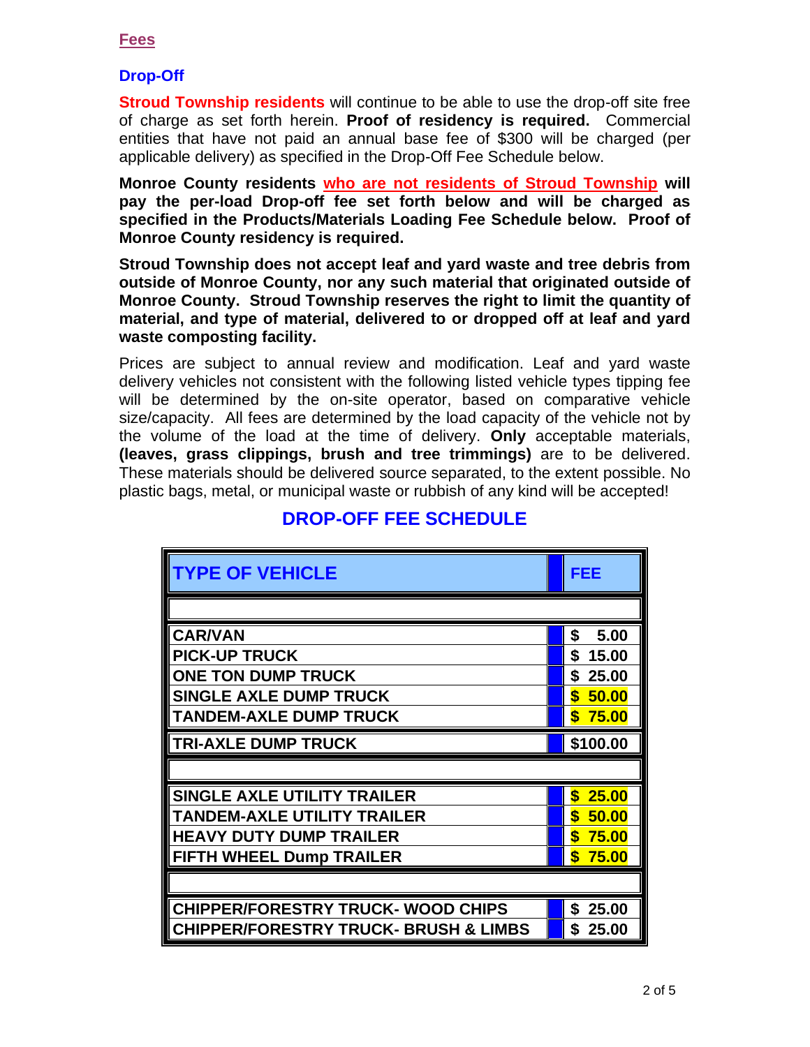## Fees

### Drop-Off

**Stroud Township residents** will continue to be able to use the drop-off site free of charge as set forth herein. **Proof of residency is required.** Commercial entities that have not paid an annual base fee of $300 will be charged (per applicable delivery) as specified in the Drop-Off Fee Schedule below.

**Monroe County residents who are not residents of Stroud Township will pay the per-load Drop-off fee set forth below and will be charged as specified in the Products/Materials Loading Fee Schedule below. Proof of Monroe County residency is required.**

**Stroud Township does not accept leaf and yard waste and tree debris from outside of Monroe County, nor any such material that originated outside of Monroe County. Stroud Township reserves the right to limit the quantity of material, and type of material, delivered to or dropped off at leaf and yard waste composting facility.**

Prices are subject to annual review and modification. Leaf and yard waste delivery vehicles not consistent with the following listed vehicle types tipping fee will be determined by the on-site operator, based on comparative vehicle size/capacity. All fees are determined by the load capacity of the vehicle not by the volume of the load at the time of delivery. **Only** acceptable materials, **(leaves, grass clippings, brush and tree trimmings)** are to be delivered. These materials should be delivered source separated, to the extent possible. No plastic bags, metal, or municipal waste or rubbish of any kind will be accepted!

## DROP-OFF FEE SCHEDULE

| TYPE OF VEHICLE | FEE |
|---|---|
| | |
| CAR/VAN | $ 5.00 |
| PICK-UP TRUCK | $ 15.00 |
| ONE TON DUMP TRUCK | $ 25.00 |
| SINGLE AXLE DUMP TRUCK | $ 50.00 |
| TANDEM-AXLE DUMP TRUCK | $ 75.00 |
| TRI-AXLE DUMP TRUCK | $100.00 |
| | |
| SINGLE AXLE UTILITY TRAILER | $ 25.00 |
| TANDEM-AXLE UTILITY TRAILER | $ 50.00 |
| HEAVY DUTY DUMP TRAILER | $ 75.00 |
| FIFTH WHEEL Dump TRAILER | $ 75.00 |
| | |
| CHIPPER/FORESTRY TRUCK- WOOD CHIPS | $ 25.00 |
| CHIPPER/FORESTRY TRUCK- BRUSH & LIMBS | $ 25.00 |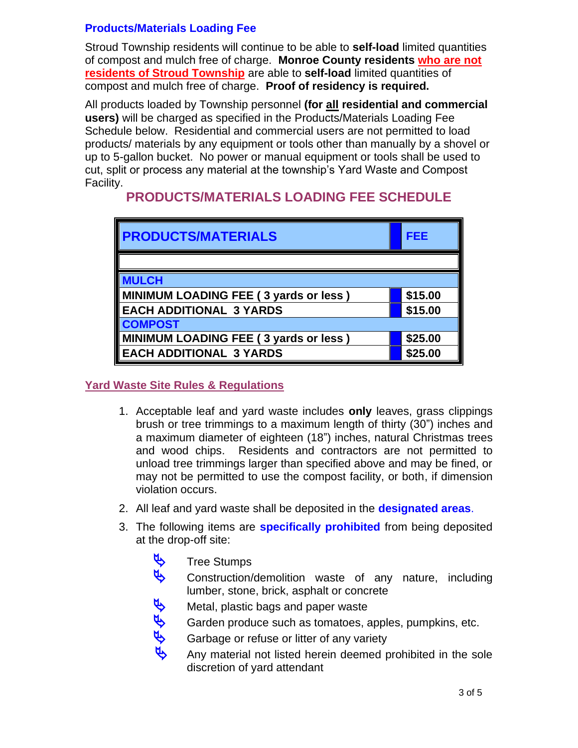## Products/Materials Loading Fee

Stroud Township residents will continue to be able to **self-load** limited quantities of compost and mulch free of charge. **Monroe County residents who are not residents of Stroud Township** are able to **self-load** limited quantities of compost and mulch free of charge. **Proof of residency is required.**

All products loaded by Township personnel **(for all residential and commercial users)** will be charged as specified in the Products/Materials Loading Fee Schedule below. Residential and commercial users are not permitted to load products/ materials by any equipment or tools other than manually by a shovel or up to 5-gallon bucket. No power or manual equipment or tools shall be used to cut, split or process any material at the township's Yard Waste and Compost Facility.

## PRODUCTS/MATERIALS LOADING FEE SCHEDULE

| PRODUCTS/MATERIALS | FEE |
|---|---|
| | |
| **MULCH** | |
| MINIMUM LOADING FEE ( 3 yards or less ) | $15.00 |
| EACH ADDITIONAL 3 YARDS | $15.00 |
| **COMPOST** | |
| MINIMUM LOADING FEE ( 3 yards or less ) | $25.00 |
| EACH ADDITIONAL 3 YARDS | $25.00 |

## Yard Waste Site Rules & Regulations

1. Acceptable leaf and yard waste includes **only** leaves, grass clippings brush or tree trimmings to a maximum length of thirty (30") inches and a maximum diameter of eighteen (18") inches, natural Christmas trees and wood chips. Residents and contractors are not permitted to unload tree trimmings larger than specified above and may be fined, or may not be permitted to use the compost facility, or both, if dimension violation occurs.
2. All leaf and yard waste shall be deposited in the **designated areas**.
3. The following items are **specifically prohibited** from being deposited at the drop-off site:
   - Tree Stumps
   - Construction/demolition waste of any nature, including lumber, stone, brick, asphalt or concrete
   - Metal, plastic bags and paper waste
   - Garden produce such as tomatoes, apples, pumpkins, etc.
   - Garbage or refuse or litter of any variety
   - Any material not listed herein deemed prohibited in the sole discretion of yard attendant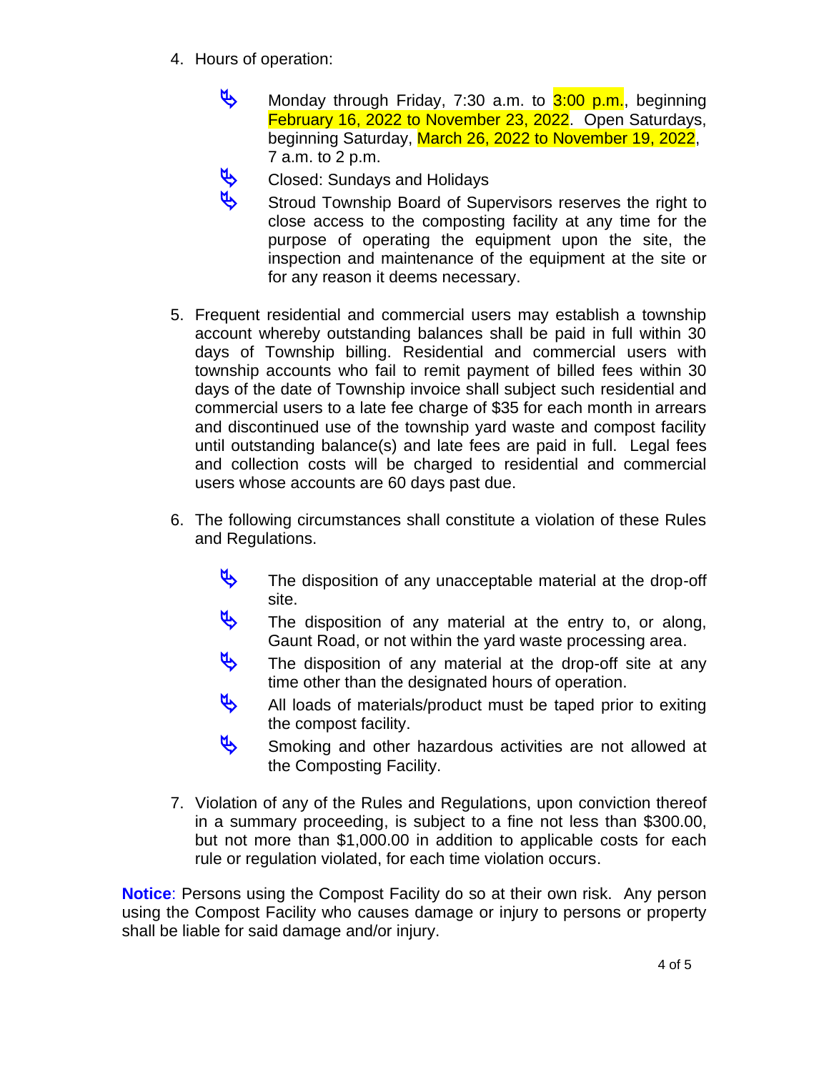4. Hours of operation:

   - Monday through Friday, 7:30 a.m. to 3:00 p.m., beginning February 16, 2022 to November 23, 2022. Open Saturdays, beginning Saturday, March 26, 2022 to November 19, 2022, 7 a.m. to 2 p.m.
   - Closed: Sundays and Holidays
   - Stroud Township Board of Supervisors reserves the right to close access to the composting facility at any time for the purpose of operating the equipment upon the site, the inspection and maintenance of the equipment at the site or for any reason it deems necessary.

5. Frequent residential and commercial users may establish a township account whereby outstanding balances shall be paid in full within 30 days of Township billing. Residential and commercial users with township accounts who fail to remit payment of billed fees within 30 days of the date of Township invoice shall subject such residential and commercial users to a late fee charge of $35 for each month in arrears and discontinued use of the township yard waste and compost facility until outstanding balance(s) and late fees are paid in full. Legal fees and collection costs will be charged to residential and commercial users whose accounts are 60 days past due.

6. The following circumstances shall constitute a violation of these Rules and Regulations.

   - The disposition of any unacceptable material at the drop-off site.
   - The disposition of any material at the entry to, or along, Gaunt Road, or not within the yard waste processing area.
   - The disposition of any material at the drop-off site at any time other than the designated hours of operation.
   - All loads of materials/product must be taped prior to exiting the compost facility.
   - Smoking and other hazardous activities are not allowed at the Composting Facility.

7. Violation of any of the Rules and Regulations, upon conviction thereof in a summary proceeding, is subject to a fine not less than $300.00, but not more than $1,000.00 in addition to applicable costs for each rule or regulation violated, for each time violation occurs.

**Notice**: Persons using the Compost Facility do so at their own risk. Any person using the Compost Facility who causes damage or injury to persons or property shall be liable for said damage and/or injury.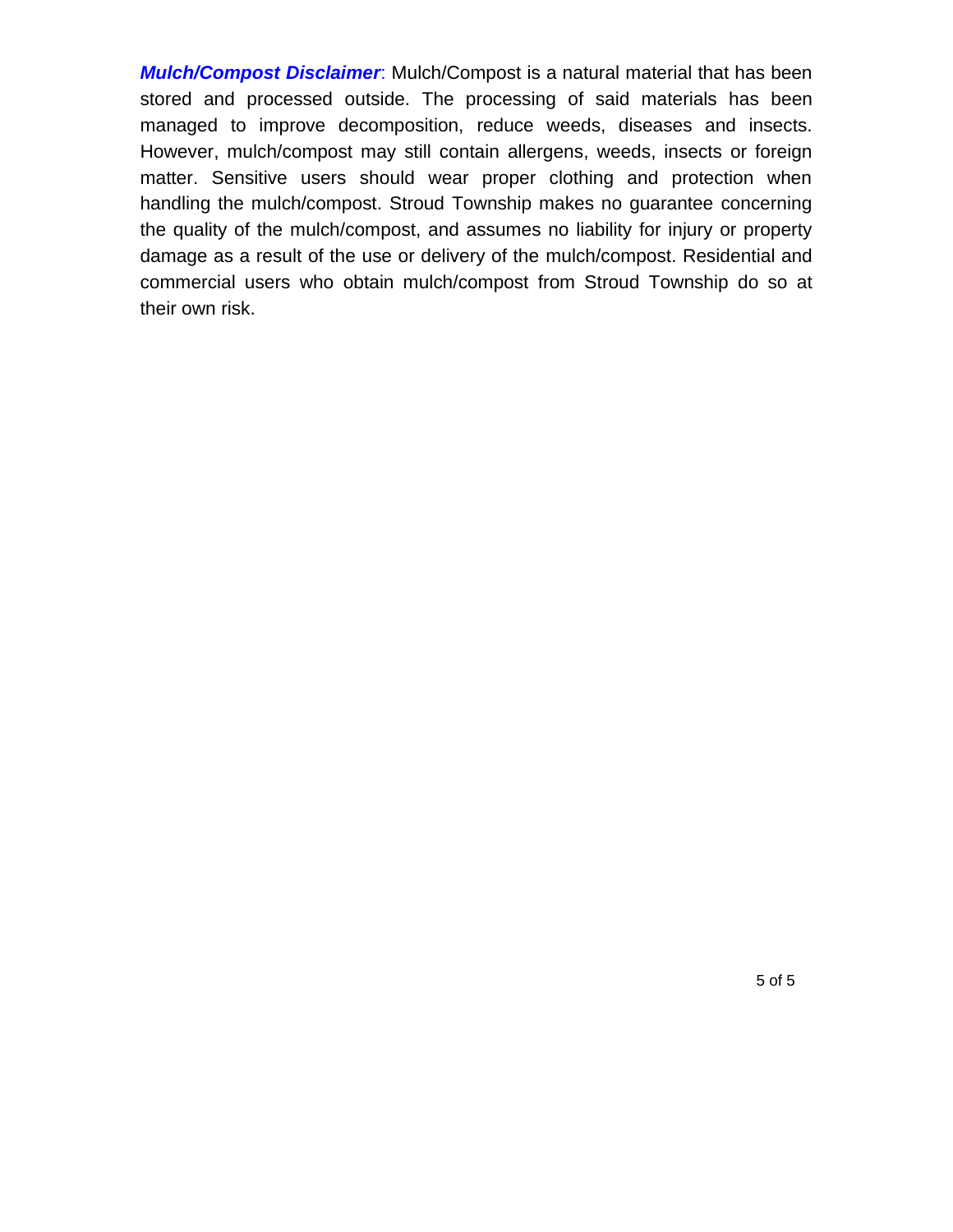***Mulch/Compost Disclaimer***: Mulch/Compost is a natural material that has been stored and processed outside. The processing of said materials has been managed to improve decomposition, reduce weeds, diseases and insects. However, mulch/compost may still contain allergens, weeds, insects or foreign matter. Sensitive users should wear proper clothing and protection when handling the mulch/compost. Stroud Township makes no guarantee concerning the quality of the mulch/compost, and assumes no liability for injury or property damage as a result of the use or delivery of the mulch/compost. Residential and commercial users who obtain mulch/compost from Stroud Township do so at their own risk.